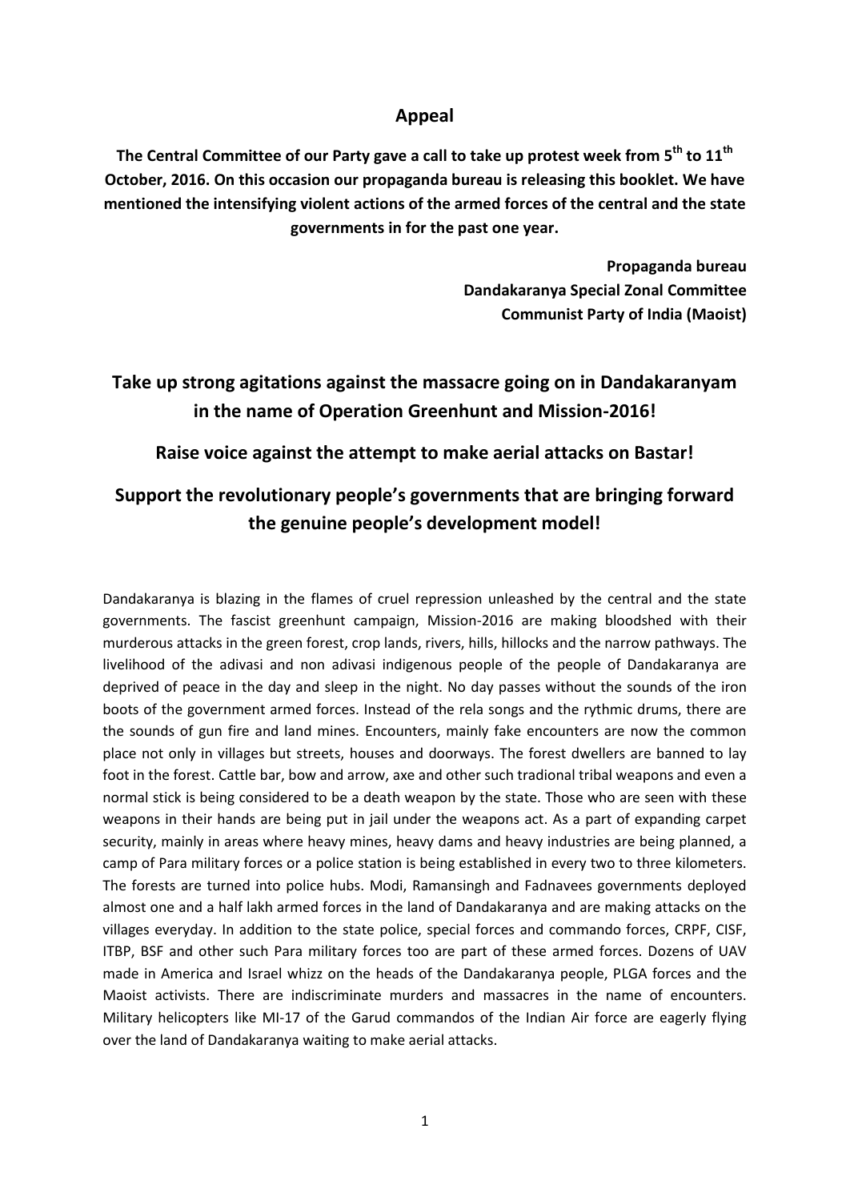## Appeal

**The Central Committee of our Party gave a call to take up protest week from 5th to 11th October, 2016. On this occasion our propaganda bureau is releasing this booklet. We have mentioned the intensifying violent actions of the armed forces of the central and the state governments in for the past one year.**

**Propaganda bureau**
**Dandakaranya Special Zonal Committee**
**Communist Party of India (Maoist)**

## Take up strong agitations against the massacre going on in Dandakaranyam in the name of Operation Greenhunt and Mission-2016!

## Raise voice against the attempt to make aerial attacks on Bastar!

## Support the revolutionary people's governments that are bringing forward the genuine people's development model!

Dandakaranya is blazing in the flames of cruel repression unleashed by the central and the state governments. The fascist greenhunt campaign, Mission-2016 are making bloodshed with their murderous attacks in the green forest, crop lands, rivers, hills, hillocks and the narrow pathways. The livelihood of the adivasi and non adivasi indigenous people of the people of Dandakaranya are deprived of peace in the day and sleep in the night. No day passes without the sounds of the iron boots of the government armed forces. Instead of the rela songs and the rythmic drums, there are the sounds of gun fire and land mines. Encounters, mainly fake encounters are now the common place not only in villages but streets, houses and doorways. The forest dwellers are banned to lay foot in the forest. Cattle bar, bow and arrow, axe and other such tradional tribal weapons and even a normal stick is being considered to be a death weapon by the state. Those who are seen with these weapons in their hands are being put in jail under the weapons act. As a part of expanding carpet security, mainly in areas where heavy mines, heavy dams and heavy industries are being planned, a camp of Para military forces or a police station is being established in every two to three kilometers. The forests are turned into police hubs. Modi, Ramansingh and Fadnavees governments deployed almost one and a half lakh armed forces in the land of Dandakaranya and are making attacks on the villages everyday. In addition to the state police, special forces and commando forces, CRPF, CISF, ITBP, BSF and other such Para military forces too are part of these armed forces. Dozens of UAV made in America and Israel whizz on the heads of the Dandakaranya people, PLGA forces and the Maoist activists. There are indiscriminate murders and massacres in the name of encounters. Military helicopters like MI-17 of the Garud commandos of the Indian Air force are eagerly flying over the land of Dandakaranya waiting to make aerial attacks.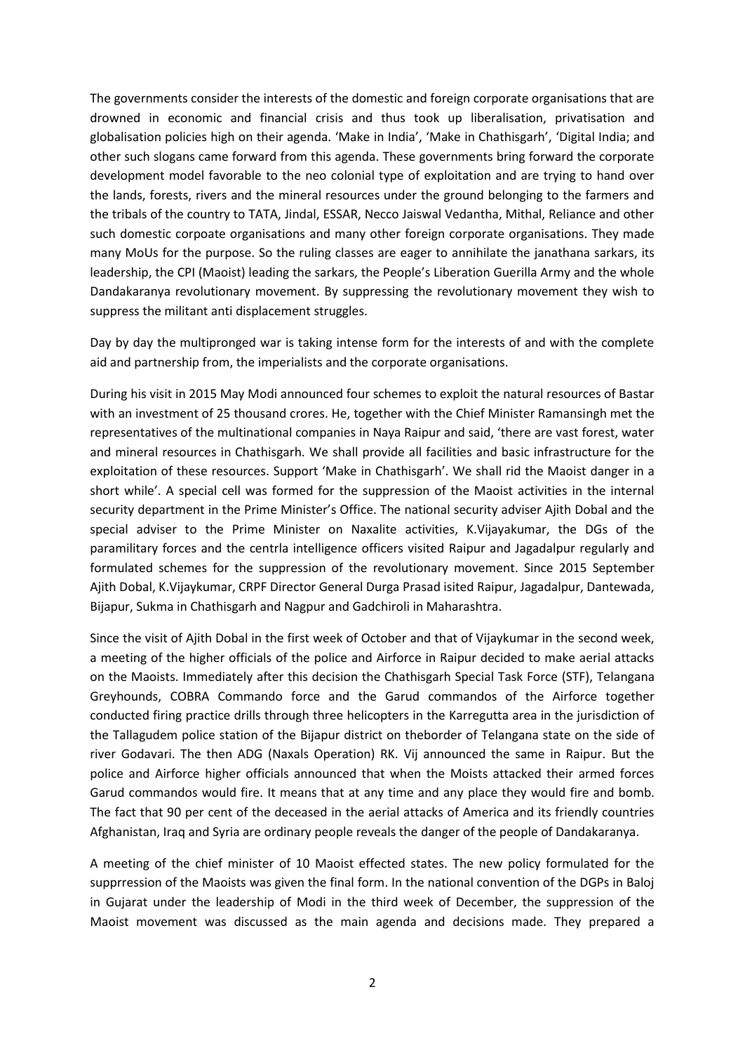The governments consider the interests of the domestic and foreign corporate organisations that are drowned in economic and financial crisis and thus took up liberalisation, privatisation and globalisation policies high on their agenda. 'Make in India', 'Make in Chathisgarh', 'Digital India; and other such slogans came forward from this agenda. These governments bring forward the corporate development model favorable to the neo colonial type of exploitation and are trying to hand over the lands, forests, rivers and the mineral resources under the ground belonging to the farmers and the tribals of the country to TATA, Jindal, ESSAR, Necco Jaiswal Vedantha, Mithal, Reliance and other such domestic corpoate organisations and many other foreign corporate organisations. They made many MoUs for the purpose. So the ruling classes are eager to annihilate the janathana sarkars, its leadership, the CPI (Maoist) leading the sarkars, the People's Liberation Guerilla Army and the whole Dandakaranya revolutionary movement. By suppressing the revolutionary movement they wish to suppress the militant anti displacement struggles.

Day by day the multipronged war is taking intense form for the interests of and with the complete aid and partnership from, the imperialists and the corporate organisations.

During his visit in 2015 May Modi announced four schemes to exploit the natural resources of Bastar with an investment of 25 thousand crores. He, together with the Chief Minister Ramansingh met the representatives of the multinational companies in Naya Raipur and said, 'there are vast forest, water and mineral resources in Chathisgarh. We shall provide all facilities and basic infrastructure for the exploitation of these resources. Support 'Make in Chathisgarh'. We shall rid the Maoist danger in a short while'. A special cell was formed for the suppression of the Maoist activities in the internal security department in the Prime Minister's Office. The national security adviser Ajith Dobal and the special adviser to the Prime Minister on Naxalite activities, K.Vijayakumar, the DGs of the paramilitary forces and the centrla intelligence officers visited Raipur and Jagadalpur regularly and formulated schemes for the suppression of the revolutionary movement. Since 2015 September Ajith Dobal, K.Vijaykumar, CRPF Director General Durga Prasad isited Raipur, Jagadalpur, Dantewada, Bijapur, Sukma in Chathisgarh and Nagpur and Gadchiroli in Maharashtra.

Since the visit of Ajith Dobal in the first week of October and that of Vijaykumar in the second week, a meeting of the higher officials of the police and Airforce in Raipur decided to make aerial attacks on the Maoists. Immediately after this decision the Chathisgarh Special Task Force (STF), Telangana Greyhounds, COBRA Commando force and the Garud commandos of the Airforce together conducted firing practice drills through three helicopters in the Karregutta area in the jurisdiction of the Tallagudem police station of the Bijapur district on theborder of Telangana state on the side of river Godavari. The then ADG (Naxals Operation) RK. Vij announced the same in Raipur. But the police and Airforce higher officials announced that when the Moists attacked their armed forces Garud commandos would fire. It means that at any time and any place they would fire and bomb. The fact that 90 per cent of the deceased in the aerial attacks of America and its friendly countries Afghanistan, Iraq and Syria are ordinary people reveals the danger of the people of Dandakaranya.

A meeting of the chief minister of 10 Maoist effected states. The new policy formulated for the supprression of the Maoists was given the final form. In the national convention of the DGPs in Baloj in Gujarat under the leadership of Modi in the third week of December, the suppression of the Maoist movement was discussed as the main agenda and decisions made. They prepared a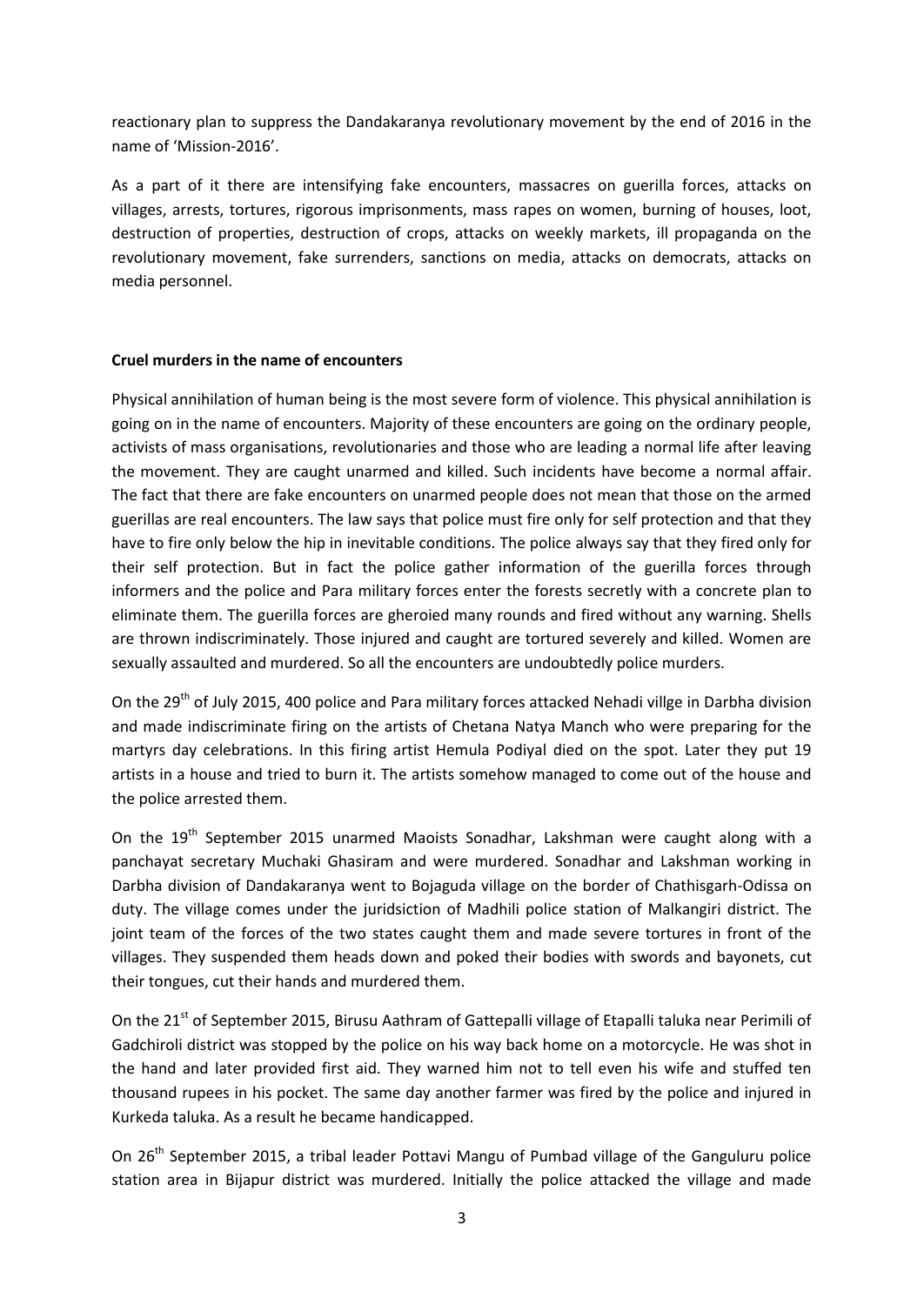reactionary plan to suppress the Dandakaranya revolutionary movement by the end of 2016 in the name of 'Mission-2016'.

As a part of it there are intensifying fake encounters, massacres on guerilla forces, attacks on villages, arrests, tortures, rigorous imprisonments, mass rapes on women, burning of houses, loot, destruction of properties, destruction of crops, attacks on weekly markets, ill propaganda on the revolutionary movement, fake surrenders, sanctions on media, attacks on democrats, attacks on media personnel.

**Cruel murders in the name of encounters**

Physical annihilation of human being is the most severe form of violence. This physical annihilation is going on in the name of encounters. Majority of these encounters are going on the ordinary people, activists of mass organisations, revolutionaries and those who are leading a normal life after leaving the movement. They are caught unarmed and killed. Such incidents have become a normal affair. The fact that there are fake encounters on unarmed people does not mean that those on the armed guerillas are real encounters. The law says that police must fire only for self protection and that they have to fire only below the hip in inevitable conditions. The police always say that they fired only for their self protection. But in fact the police gather information of the guerilla forces through informers and the police and Para military forces enter the forests secretly with a concrete plan to eliminate them. The guerilla forces are gheroied many rounds and fired without any warning. Shells are thrown indiscriminately. Those injured and caught are tortured severely and killed. Women are sexually assaulted and murdered. So all the encounters are undoubtedly police murders.

On the 29th of July 2015, 400 police and Para military forces attacked Nehadi villge in Darbha division and made indiscriminate firing on the artists of Chetana Natya Manch who were preparing for the martyrs day celebrations. In this firing artist Hemula Podiyal died on the spot. Later they put 19 artists in a house and tried to burn it. The artists somehow managed to come out of the house and the police arrested them.

On the 19th September 2015 unarmed Maoists Sonadhar, Lakshman were caught along with a panchayat secretary Muchaki Ghasiram and were murdered. Sonadhar and Lakshman working in Darbha division of Dandakaranya went to Bojaguda village on the border of Chathisgarh-Odissa on duty. The village comes under the juridsiction of Madhili police station of Malkangiri district. The joint team of the forces of the two states caught them and made severe tortures in front of the villages. They suspended them heads down and poked their bodies with swords and bayonets, cut their tongues, cut their hands and murdered them.

On the 21st of September 2015, Birusu Aathram of Gattepalli village of Etapalli taluka near Perimili of Gadchiroli district was stopped by the police on his way back home on a motorcycle. He was shot in the hand and later provided first aid. They warned him not to tell even his wife and stuffed ten thousand rupees in his pocket. The same day another farmer was fired by the police and injured in Kurkeda taluka. As a result he became handicapped.

On 26th September 2015, a tribal leader Pottavi Mangu of Pumbad village of the Ganguluru police station area in Bijapur district was murdered. Initially the police attacked the village and made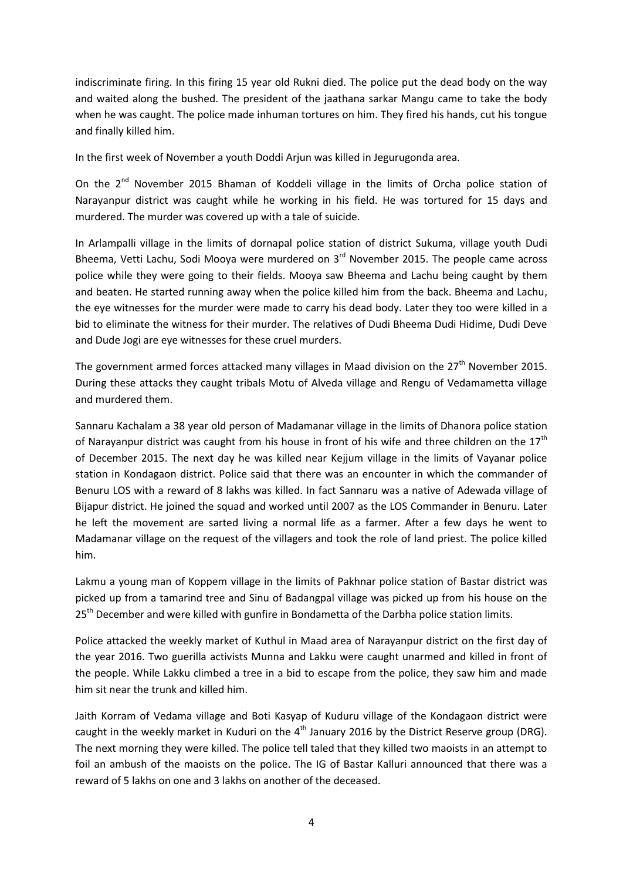indiscriminate firing. In this firing 15 year old Rukni died. The police put the dead body on the way and waited along the bushed. The president of the jaathana sarkar Mangu came to take the body when he was caught. The police made inhuman tortures on him. They fired his hands, cut his tongue and finally killed him.

In the first week of November a youth Doddi Arjun was killed in Jegurugonda area.

On the 2nd November 2015 Bhaman of Koddeli village in the limits of Orcha police station of Narayanpur district was caught while he working in his field. He was tortured for 15 days and murdered. The murder was covered up with a tale of suicide.

In Arlampalli village in the limits of dornapal police station of district Sukuma, village youth Dudi Bheema, Vetti Lachu, Sodi Mooya were murdered on 3rd November 2015. The people came across police while they were going to their fields. Mooya saw Bheema and Lachu being caught by them and beaten. He started running away when the police killed him from the back. Bheema and Lachu, the eye witnesses for the murder were made to carry his dead body. Later they too were killed in a bid to eliminate the witness for their murder. The relatives of Dudi Bheema Dudi Hidime, Dudi Deve and Dude Jogi are eye witnesses for these cruel murders.

The government armed forces attacked many villages in Maad division on the 27th November 2015. During these attacks they caught tribals Motu of Alveda village and Rengu of Vedamametta village and murdered them.

Sannaru Kachalam a 38 year old person of Madamanar village in the limits of Dhanora police station of Narayanpur district was caught from his house in front of his wife and three children on the 17th of December 2015. The next day he was killed near Kejjum village in the limits of Vayanar police station in Kondagaon district. Police said that there was an encounter in which the commander of Benuru LOS with a reward of 8 lakhs was killed. In fact Sannaru was a native of Adewada village of Bijapur district. He joined the squad and worked until 2007 as the LOS Commander in Benuru. Later he left the movement are sarted living a normal life as a farmer. After a few days he went to Madamanar village on the request of the villagers and took the role of land priest. The police killed him.

Lakmu a young man of Koppem village in the limits of Pakhnar police station of Bastar district was picked up from a tamarind tree and Sinu of Badangpal village was picked up from his house on the 25th December and were killed with gunfire in Bondametta of the Darbha police station limits.

Police attacked the weekly market of Kuthul in Maad area of Narayanpur district on the first day of the year 2016. Two guerilla activists Munna and Lakku were caught unarmed and killed in front of the people. While Lakku climbed a tree in a bid to escape from the police, they saw him and made him sit near the trunk and killed him.

Jaith Korram of Vedama village and Boti Kasyap of Kuduru village of the Kondagaon district were caught in the weekly market in Kuduri on the 4th January 2016 by the District Reserve group (DRG). The next morning they were killed. The police tell taled that they killed two maoists in an attempt to foil an ambush of the maoists on the police. The IG of Bastar Kalluri announced that there was a reward of 5 lakhs on one and 3 lakhs on another of the deceased.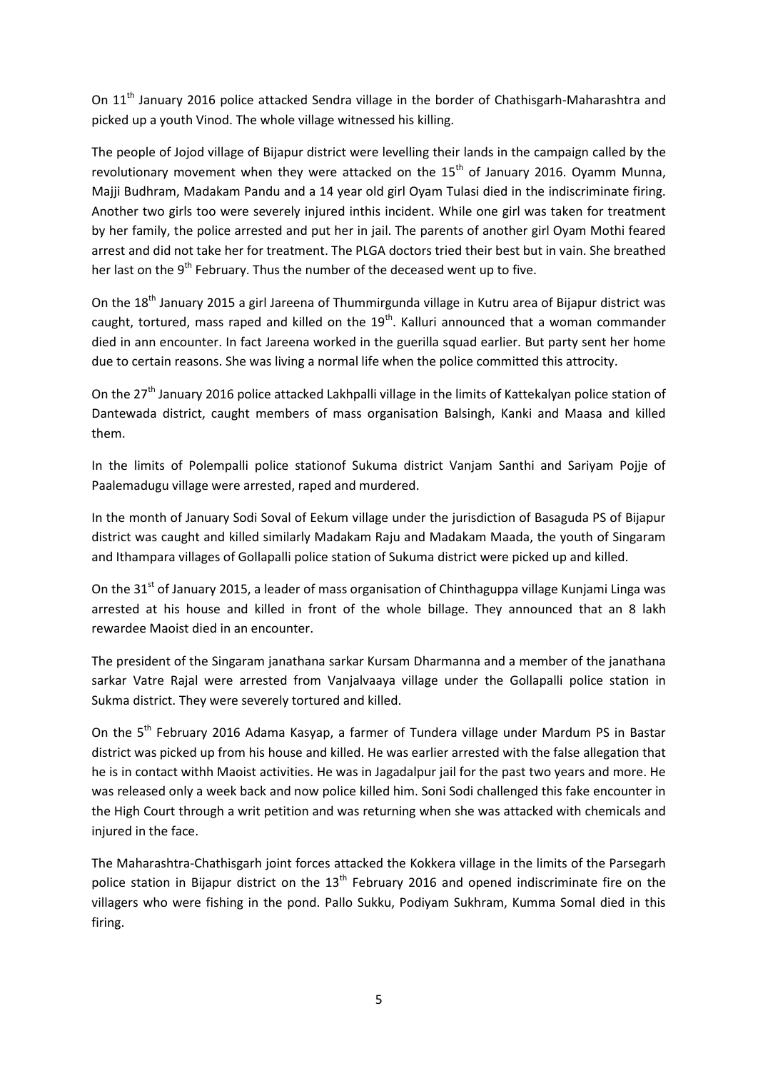On 11th January 2016 police attacked Sendra village in the border of Chathisgarh-Maharashtra and picked up a youth Vinod. The whole village witnessed his killing.

The people of Jojod village of Bijapur district were levelling their lands in the campaign called by the revolutionary movement when they were attacked on the 15th of January 2016. Oyamm Munna, Majji Budhram, Madakam Pandu and a 14 year old girl Oyam Tulasi died in the indiscriminate firing. Another two girls too were severely injured inthis incident. While one girl was taken for treatment by her family, the police arrested and put her in jail. The parents of another girl Oyam Mothi feared arrest and did not take her for treatment. The PLGA doctors tried their best but in vain. She breathed her last on the 9th February. Thus the number of the deceased went up to five.

On the 18th January 2015 a girl Jareena of Thummirgunda village in Kutru area of Bijapur district was caught, tortured, mass raped and killed on the 19th. Kalluri announced that a woman commander died in ann encounter. In fact Jareena worked in the guerilla squad earlier. But party sent her home due to certain reasons. She was living a normal life when the police committed this attrocity.

On the 27th January 2016 police attacked Lakhpalli village in the limits of Kattekalyan police station of Dantewada district, caught members of mass organisation Balsingh, Kanki and Maasa and killed them.

In the limits of Polempalli police stationof Sukuma district Vanjam Santhi and Sariyam Pojje of Paalemadugu village were arrested, raped and murdered.

In the month of January Sodi Soval of Eekum village under the jurisdiction of Basaguda PS of Bijapur district was caught and killed similarly Madakam Raju and Madakam Maada, the youth of Singaram and Ithampara villages of Gollapalli police station of Sukuma district were picked up and killed.

On the 31st of January 2015, a leader of mass organisation of Chinthaguppa village Kunjami Linga was arrested at his house and killed in front of the whole billage. They announced that an 8 lakh rewardee Maoist died in an encounter.

The president of the Singaram janathana sarkar Kursam Dharmanna and a member of the janathana sarkar Vatre Rajal were arrested from Vanjalvaaya village under the Gollapalli police station in Sukma district. They were severely tortured and killed.

On the 5th February 2016 Adama Kasyap, a farmer of Tundera village under Mardum PS in Bastar district was picked up from his house and killed. He was earlier arrested with the false allegation that he is in contact withh Maoist activities. He was in Jagadalpur jail for the past two years and more. He was released only a week back and now police killed him. Soni Sodi challenged this fake encounter in the High Court through a writ petition and was returning when she was attacked with chemicals and injured in the face.

The Maharashtra-Chathisgarh joint forces attacked the Kokkera village in the limits of the Parsegarh police station in Bijapur district on the 13th February 2016 and opened indiscriminate fire on the villagers who were fishing in the pond. Pallo Sukku, Podiyam Sukhram, Kumma Somal died in this firing.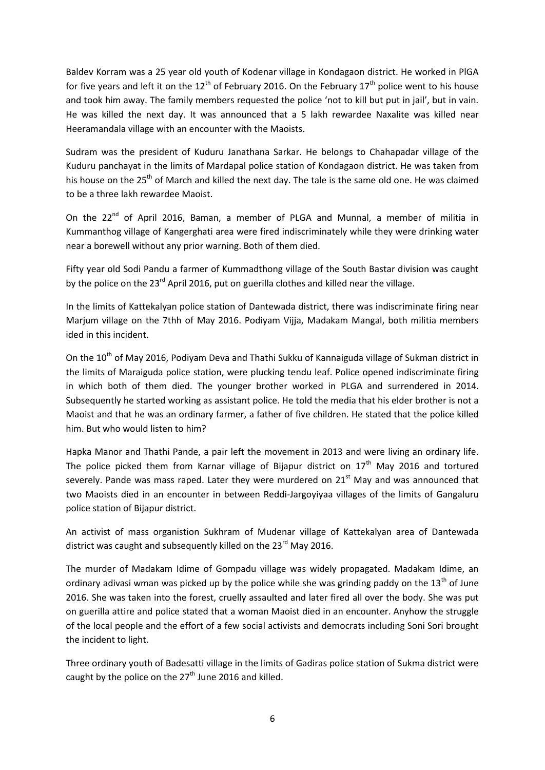Baldev Korram was a 25 year old youth of Kodenar village in Kondagaon district. He worked in PlGA for five years and left it on the 12th of February 2016. On the February 17th police went to his house and took him away. The family members requested the police 'not to kill but put in jail', but in vain. He was killed the next day. It was announced that a 5 lakh rewardee Naxalite was killed near Heeramandala village with an encounter with the Maoists.

Sudram was the president of Kuduru Janathana Sarkar. He belongs to Chahapadar village of the Kuduru panchayat in the limits of Mardapal police station of Kondagaon district. He was taken from his house on the 25th of March and killed the next day. The tale is the same old one. He was claimed to be a three lakh rewardee Maoist.

On the 22nd of April 2016, Baman, a member of PLGA and Munnal, a member of militia in Kummanthog village of Kangerghati area were fired indiscriminately while they were drinking water near a borewell without any prior warning. Both of them died.

Fifty year old Sodi Pandu a farmer of Kummadthong village of the South Bastar division was caught by the police on the 23rd April 2016, put on guerilla clothes and killed near the village.

In the limits of Kattekalyan police station of Dantewada district, there was indiscriminate firing near Marjum village on the 7thh of May 2016. Podiyam Vijja, Madakam Mangal, both militia members ided in this incident.

On the 10th of May 2016, Podiyam Deva and Thathi Sukku of Kannaiguda village of Sukman district in the limits of Maraiguda police station, were plucking tendu leaf. Police opened indiscriminate firing in which both of them died. The younger brother worked in PLGA and surrendered in 2014. Subsequently he started working as assistant police. He told the media that his elder brother is not a Maoist and that he was an ordinary farmer, a father of five children. He stated that the police killed him. But who would listen to him?

Hapka Manor and Thathi Pande, a pair left the movement in 2013 and were living an ordinary life. The police picked them from Karnar village of Bijapur district on 17th May 2016 and tortured severely. Pande was mass raped. Later they were murdered on 21st May and was announced that two Maoists died in an encounter in between Reddi-Jargoyiyaa villages of the limits of Gangaluru police station of Bijapur district.

An activist of mass organistion Sukhram of Mudenar village of Kattekalyan area of Dantewada district was caught and subsequently killed on the 23rd May 2016.

The murder of Madakam Idime of Gompadu village was widely propagated. Madakam Idime, an ordinary adivasi wman was picked up by the police while she was grinding paddy on the 13th of June 2016. She was taken into the forest, cruelly assaulted and later fired all over the body. She was put on guerilla attire and police stated that a woman Maoist died in an encounter. Anyhow the struggle of the local people and the effort of a few social activists and democrats including Soni Sori brought the incident to light.

Three ordinary youth of Badesatti village in the limits of Gadiras police station of Sukma district were caught by the police on the 27th June 2016 and killed.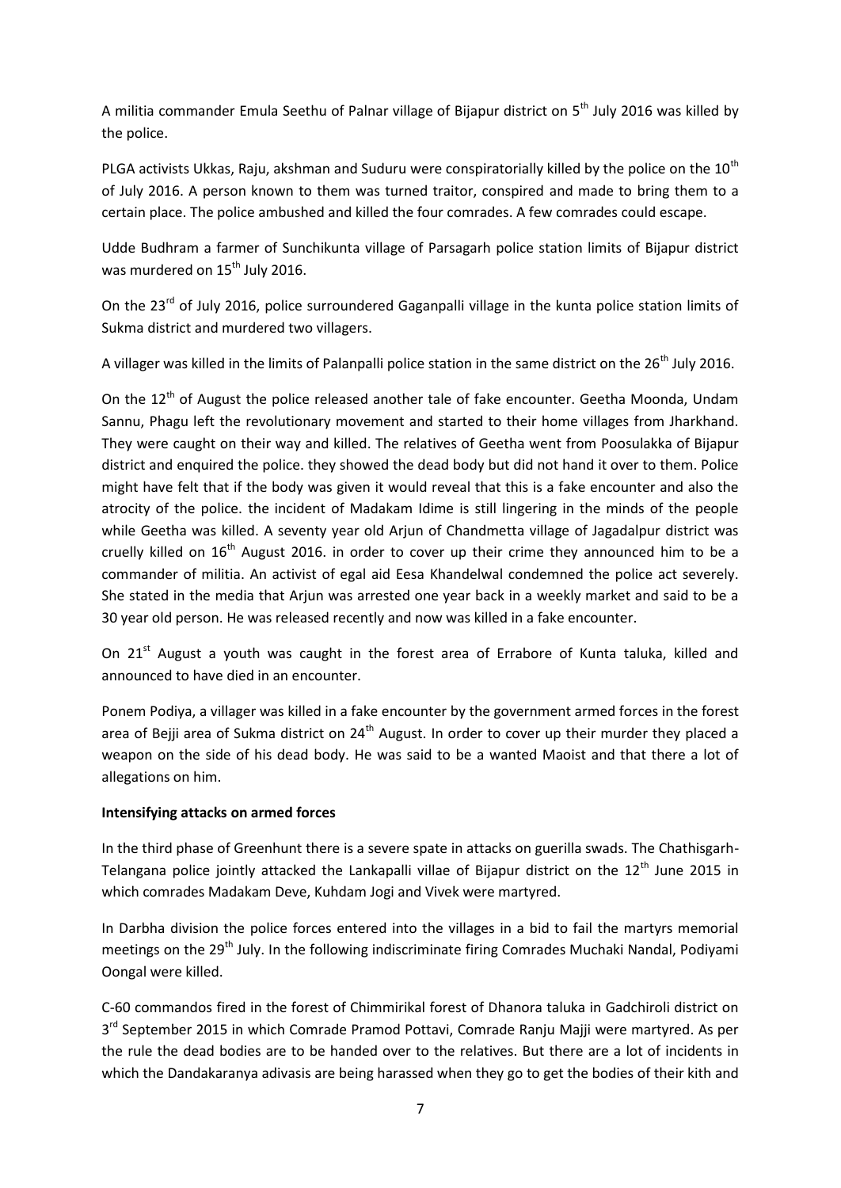A militia commander Emula Seethu of Palnar village of Bijapur district on 5th July 2016 was killed by the police.

PLGA activists Ukkas, Raju, akshman and Suduru were conspiratorially killed by the police on the 10th of July 2016. A person known to them was turned traitor, conspired and made to bring them to a certain place. The police ambushed and killed the four comrades. A few comrades could escape.

Udde Budhram a farmer of Sunchikunta village of Parsagarh police station limits of Bijapur district was murdered on 15th July 2016.

On the 23rd of July 2016, police surroundered Gaganpalli village in the kunta police station limits of Sukma district and murdered two villagers.

A villager was killed in the limits of Palanpalli police station in the same district on the 26th July 2016.

On the 12th of August the police released another tale of fake encounter. Geetha Moonda, Undam Sannu, Phagu left the revolutionary movement and started to their home villages from Jharkhand. They were caught on their way and killed. The relatives of Geetha went from Poosulakka of Bijapur district and enquired the police. they showed the dead body but did not hand it over to them. Police might have felt that if the body was given it would reveal that this is a fake encounter and also the atrocity of the police. the incident of Madakam Idime is still lingering in the minds of the people while Geetha was killed. A seventy year old Arjun of Chandmetta village of Jagadalpur district was cruelly killed on 16th August 2016. in order to cover up their crime they announced him to be a commander of militia. An activist of egal aid Eesa Khandelwal condemned the police act severely. She stated in the media that Arjun was arrested one year back in a weekly market and said to be a 30 year old person. He was released recently and now was killed in a fake encounter.

On 21st August a youth was caught in the forest area of Errabore of Kunta taluka, killed and announced to have died in an encounter.

Ponem Podiya, a villager was killed in a fake encounter by the government armed forces in the forest area of Bejji area of Sukma district on 24th August. In order to cover up their murder they placed a weapon on the side of his dead body. He was said to be a wanted Maoist and that there a lot of allegations on him.

**Intensifying attacks on armed forces**

In the third phase of Greenhunt there is a severe spate in attacks on guerilla swads. The Chathisgarh-Telangana police jointly attacked the Lankapalli villae of Bijapur district on the 12th June 2015 in which comrades Madakam Deve, Kuhdam Jogi and Vivek were martyred.

In Darbha division the police forces entered into the villages in a bid to fail the martyrs memorial meetings on the 29th July. In the following indiscriminate firing Comrades Muchaki Nandal, Podiyami Oongal were killed.

C-60 commandos fired in the forest of Chimmirikal forest of Dhanora taluka in Gadchiroli district on 3rd September 2015 in which Comrade Pramod Pottavi, Comrade Ranju Majji were martyred. As per the rule the dead bodies are to be handed over to the relatives. But there are a lot of incidents in which the Dandakaranya adivasis are being harassed when they go to get the bodies of their kith and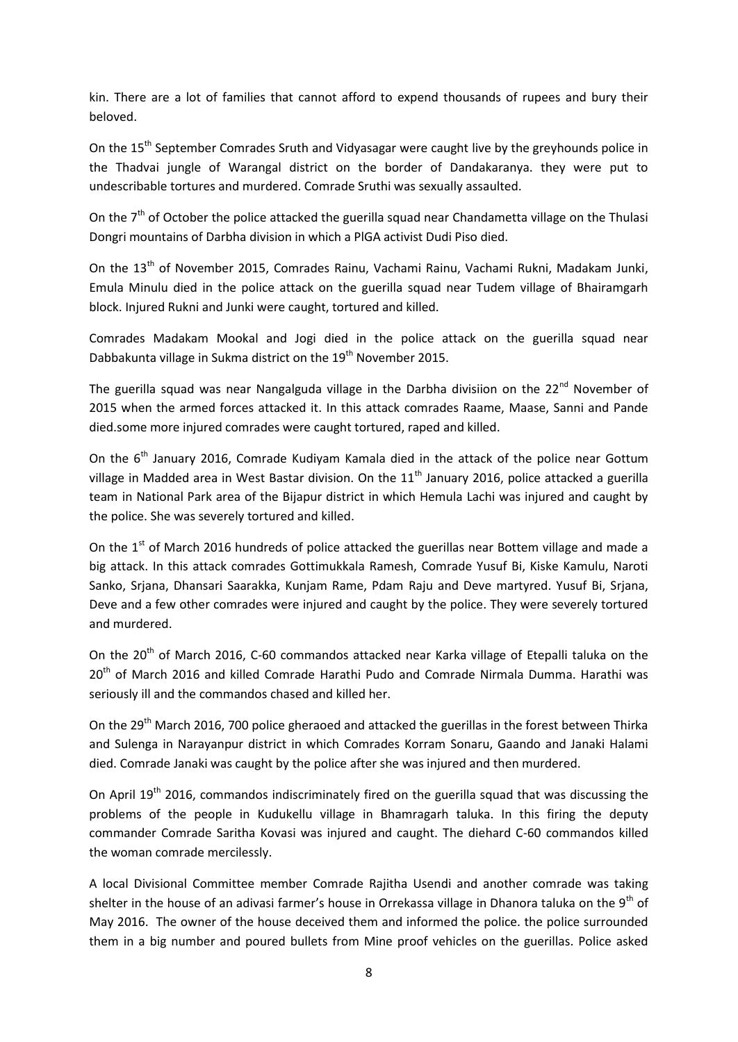kin. There are a lot of families that cannot afford to expend thousands of rupees and bury their beloved.

On the 15th September Comrades Sruth and Vidyasagar were caught live by the greyhounds police in the Thadvai jungle of Warangal district on the border of Dandakaranya. they were put to undescribable tortures and murdered. Comrade Sruthi was sexually assaulted.

On the 7th of October the police attacked the guerilla squad near Chandametta village on the Thulasi Dongri mountains of Darbha division in which a PlGA activist Dudi Piso died.

On the 13th of November 2015, Comrades Rainu, Vachami Rainu, Vachami Rukni, Madakam Junki, Emula Minulu died in the police attack on the guerilla squad near Tudem village of Bhairamgarh block. Injured Rukni and Junki were caught, tortured and killed.

Comrades Madakam Mookal and Jogi died in the police attack on the guerilla squad near Dabbakunta village in Sukma district on the 19th November 2015.

The guerilla squad was near Nangalguda village in the Darbha divisiion on the 22nd November of 2015 when the armed forces attacked it. In this attack comrades Raame, Maase, Sanni and Pande died.some more injured comrades were caught tortured, raped and killed.

On the 6th January 2016, Comrade Kudiyam Kamala died in the attack of the police near Gottum village in Madded area in West Bastar division. On the 11th January 2016, police attacked a guerilla team in National Park area of the Bijapur district in which Hemula Lachi was injured and caught by the police. She was severely tortured and killed.

On the 1st of March 2016 hundreds of police attacked the guerillas near Bottem village and made a big attack. In this attack comrades Gottimukkala Ramesh, Comrade Yusuf Bi, Kiske Kamulu, Naroti Sanko, Srjana, Dhansari Saarakka, Kunjam Rame, Pdam Raju and Deve martyred. Yusuf Bi, Srjana, Deve and a few other comrades were injured and caught by the police. They were severely tortured and murdered.

On the 20th of March 2016, C-60 commandos attacked near Karka village of Etepalli taluka on the 20th of March 2016 and killed Comrade Harathi Pudo and Comrade Nirmala Dumma. Harathi was seriously ill and the commandos chased and killed her.

On the 29th March 2016, 700 police gheraoed and attacked the guerillas in the forest between Thirka and Sulenga in Narayanpur district in which Comrades Korram Sonaru, Gaando and Janaki Halami died. Comrade Janaki was caught by the police after she was injured and then murdered.

On April 19th 2016, commandos indiscriminately fired on the guerilla squad that was discussing the problems of the people in Kudukellu village in Bhamragarh taluka. In this firing the deputy commander Comrade Saritha Kovasi was injured and caught. The diehard C-60 commandos killed the woman comrade mercilessly.

A local Divisional Committee member Comrade Rajitha Usendi and another comrade was taking shelter in the house of an adivasi farmer's house in Orrekassa village in Dhanora taluka on the 9th of May 2016. The owner of the house deceived them and informed the police. the police surrounded them in a big number and poured bullets from Mine proof vehicles on the guerillas. Police asked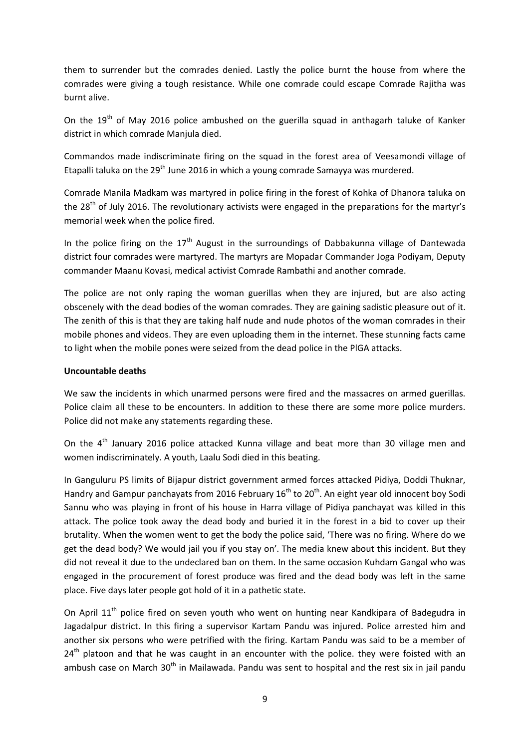them to surrender but the comrades denied. Lastly the police burnt the house from where the comrades were giving a tough resistance. While one comrade could escape Comrade Rajitha was burnt alive.

On the 19th of May 2016 police ambushed on the guerilla squad in anthagarh taluke of Kanker district in which comrade Manjula died.

Commandos made indiscriminate firing on the squad in the forest area of Veesamondi village of Etapalli taluka on the 29th June 2016 in which a young comrade Samayya was murdered.

Comrade Manila Madkam was martyred in police firing in the forest of Kohka of Dhanora taluka on the 28th of July 2016. The revolutionary activists were engaged in the preparations for the martyr's memorial week when the police fired.

In the police firing on the 17th August in the surroundings of Dabbakunna village of Dantewada district four comrades were martyred. The martyrs are Mopadar Commander Joga Podiyam, Deputy commander Maanu Kovasi, medical activist Comrade Rambathi and another comrade.

The police are not only raping the woman guerillas when they are injured, but are also acting obscenely with the dead bodies of the woman comrades. They are gaining sadistic pleasure out of it. The zenith of this is that they are taking half nude and nude photos of the woman comrades in their mobile phones and videos. They are even uploading them in the internet. These stunning facts came to light when the mobile pones were seized from the dead police in the PlGA attacks.

**Uncountable deaths**

We saw the incidents in which unarmed persons were fired and the massacres on armed guerillas. Police claim all these to be encounters. In addition to these there are some more police murders. Police did not make any statements regarding these.

On the 4th January 2016 police attacked Kunna village and beat more than 30 village men and women indiscriminately. A youth, Laalu Sodi died in this beating.

In Ganguluru PS limits of Bijapur district government armed forces attacked Pidiya, Doddi Thuknar, Handry and Gampur panchayats from 2016 February 16th to 20th. An eight year old innocent boy Sodi Sannu who was playing in front of his house in Harra village of Pidiya panchayat was killed in this attack. The police took away the dead body and buried it in the forest in a bid to cover up their brutality. When the women went to get the body the police said, 'There was no firing. Where do we get the dead body? We would jail you if you stay on'. The media knew about this incident. But they did not reveal it due to the undeclared ban on them. In the same occasion Kuhdam Gangal who was engaged in the procurement of forest produce was fired and the dead body was left in the same place. Five days later people got hold of it in a pathetic state.

On April 11th police fired on seven youth who went on hunting near Kandkipara of Badegudra in Jagadalpur district. In this firing a supervisor Kartam Pandu was injured. Police arrested him and another six persons who were petrified with the firing. Kartam Pandu was said to be a member of 24th platoon and that he was caught in an encounter with the police. they were foisted with an ambush case on March 30th in Mailawada. Pandu was sent to hospital and the rest six in jail pandu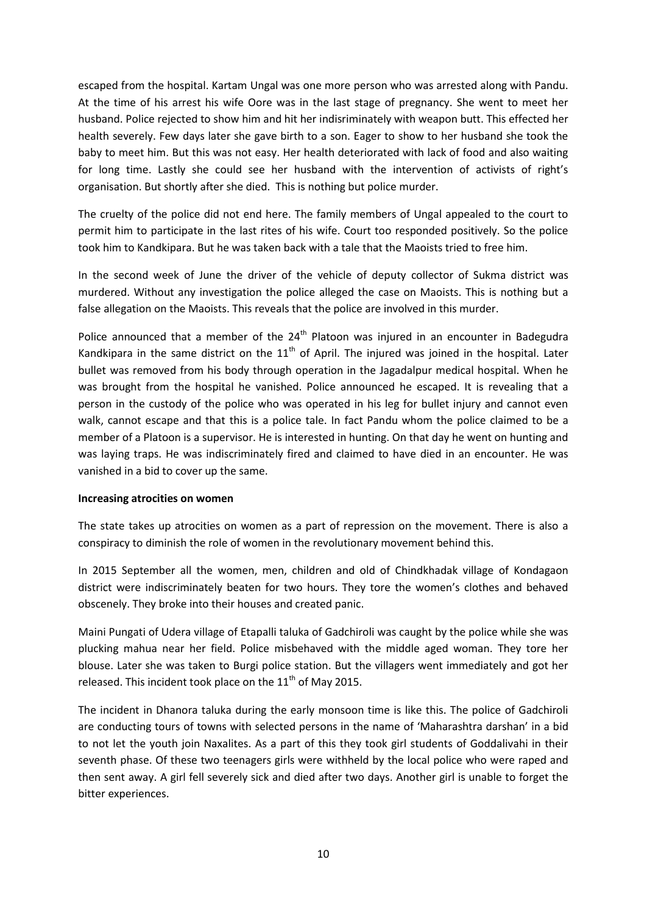escaped from the hospital. Kartam Ungal was one more person who was arrested along with Pandu. At the time of his arrest his wife Oore was in the last stage of pregnancy. She went to meet her husband. Police rejected to show him and hit her indisriminately with weapon butt. This effected her health severely. Few days later she gave birth to a son. Eager to show to her husband she took the baby to meet him. But this was not easy. Her health deteriorated with lack of food and also waiting for long time. Lastly she could see her husband with the intervention of activists of right's organisation. But shortly after she died. This is nothing but police murder.

The cruelty of the police did not end here. The family members of Ungal appealed to the court to permit him to participate in the last rites of his wife. Court too responded positively. So the police took him to Kandkipara. But he was taken back with a tale that the Maoists tried to free him.

In the second week of June the driver of the vehicle of deputy collector of Sukma district was murdered. Without any investigation the police alleged the case on Maoists. This is nothing but a false allegation on the Maoists. This reveals that the police are involved in this murder.

Police announced that a member of the 24th Platoon was injured in an encounter in Badegudra Kandkipara in the same district on the 11th of April. The injured was joined in the hospital. Later bullet was removed from his body through operation in the Jagadalpur medical hospital. When he was brought from the hospital he vanished. Police announced he escaped. It is revealing that a person in the custody of the police who was operated in his leg for bullet injury and cannot even walk, cannot escape and that this is a police tale. In fact Pandu whom the police claimed to be a member of a Platoon is a supervisor. He is interested in hunting. On that day he went on hunting and was laying traps. He was indiscriminately fired and claimed to have died in an encounter. He was vanished in a bid to cover up the same.

**Increasing atrocities on women**

The state takes up atrocities on women as a part of repression on the movement. There is also a conspiracy to diminish the role of women in the revolutionary movement behind this.

In 2015 September all the women, men, children and old of Chindkhadak village of Kondagaon district were indiscriminately beaten for two hours. They tore the women's clothes and behaved obscenely. They broke into their houses and created panic.

Maini Pungati of Udera village of Etapalli taluka of Gadchiroli was caught by the police while she was plucking mahua near her field. Police misbehaved with the middle aged woman. They tore her blouse. Later she was taken to Burgi police station. But the villagers went immediately and got her released. This incident took place on the 11th of May 2015.

The incident in Dhanora taluka during the early monsoon time is like this. The police of Gadchiroli are conducting tours of towns with selected persons in the name of 'Maharashtra darshan' in a bid to not let the youth join Naxalites. As a part of this they took girl students of Goddalivahi in their seventh phase. Of these two teenagers girls were withheld by the local police who were raped and then sent away. A girl fell severely sick and died after two days. Another girl is unable to forget the bitter experiences.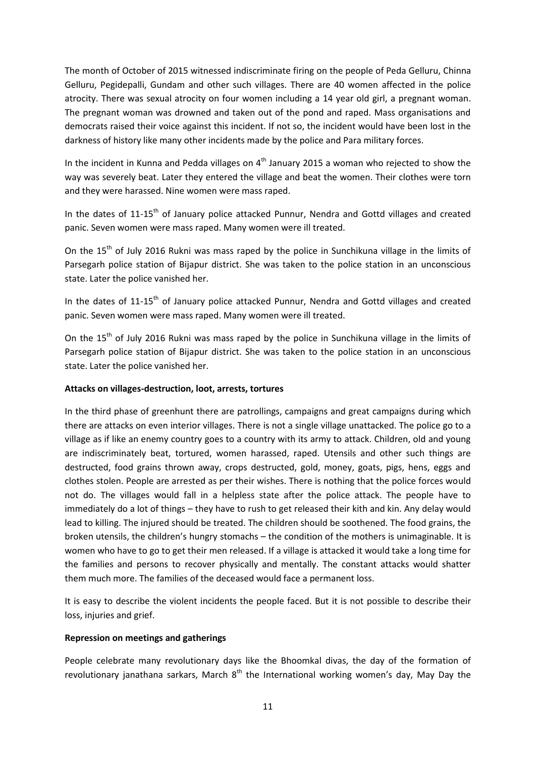The month of October of 2015 witnessed indiscriminate firing on the people of Peda Gelluru, Chinna Gelluru, Pegidepalli, Gundam and other such villages. There are 40 women affected in the police atrocity. There was sexual atrocity on four women including a 14 year old girl, a pregnant woman. The pregnant woman was drowned and taken out of the pond and raped. Mass organisations and democrats raised their voice against this incident. If not so, the incident would have been lost in the darkness of history like many other incidents made by the police and Para military forces.

In the incident in Kunna and Pedda villages on 4th January 2015 a woman who rejected to show the way was severely beat. Later they entered the village and beat the women. Their clothes were torn and they were harassed. Nine women were mass raped.

In the dates of 11-15th of January police attacked Punnur, Nendra and Gottd villages and created panic. Seven women were mass raped. Many women were ill treated.

On the 15th of July 2016 Rukni was mass raped by the police in Sunchikuna village in the limits of Parsegarh police station of Bijapur district. She was taken to the police station in an unconscious state. Later the police vanished her.

In the dates of 11-15th of January police attacked Punnur, Nendra and Gottd villages and created panic. Seven women were mass raped. Many women were ill treated.

On the 15th of July 2016 Rukni was mass raped by the police in Sunchikuna village in the limits of Parsegarh police station of Bijapur district. She was taken to the police station in an unconscious state. Later the police vanished her.

**Attacks on villages-destruction, loot, arrests, tortures**

In the third phase of greenhunt there are patrollings, campaigns and great campaigns during which there are attacks on even interior villages. There is not a single village unattacked. The police go to a village as if like an enemy country goes to a country with its army to attack. Children, old and young are indiscriminately beat, tortured, women harassed, raped. Utensils and other such things are destructed, food grains thrown away, crops destructed, gold, money, goats, pigs, hens, eggs and clothes stolen. People are arrested as per their wishes. There is nothing that the police forces would not do. The villages would fall in a helpless state after the police attack. The people have to immediately do a lot of things – they have to rush to get released their kith and kin. Any delay would lead to killing. The injured should be treated. The children should be soothened. The food grains, the broken utensils, the children's hungry stomachs – the condition of the mothers is unimaginable. It is women who have to go to get their men released. If a village is attacked it would take a long time for the families and persons to recover physically and mentally. The constant attacks would shatter them much more. The families of the deceased would face a permanent loss.

It is easy to describe the violent incidents the people faced. But it is not possible to describe their loss, injuries and grief.

**Repression on meetings and gatherings**

People celebrate many revolutionary days like the Bhoomkal divas, the day of the formation of revolutionary janathana sarkars, March 8th the International working women's day, May Day the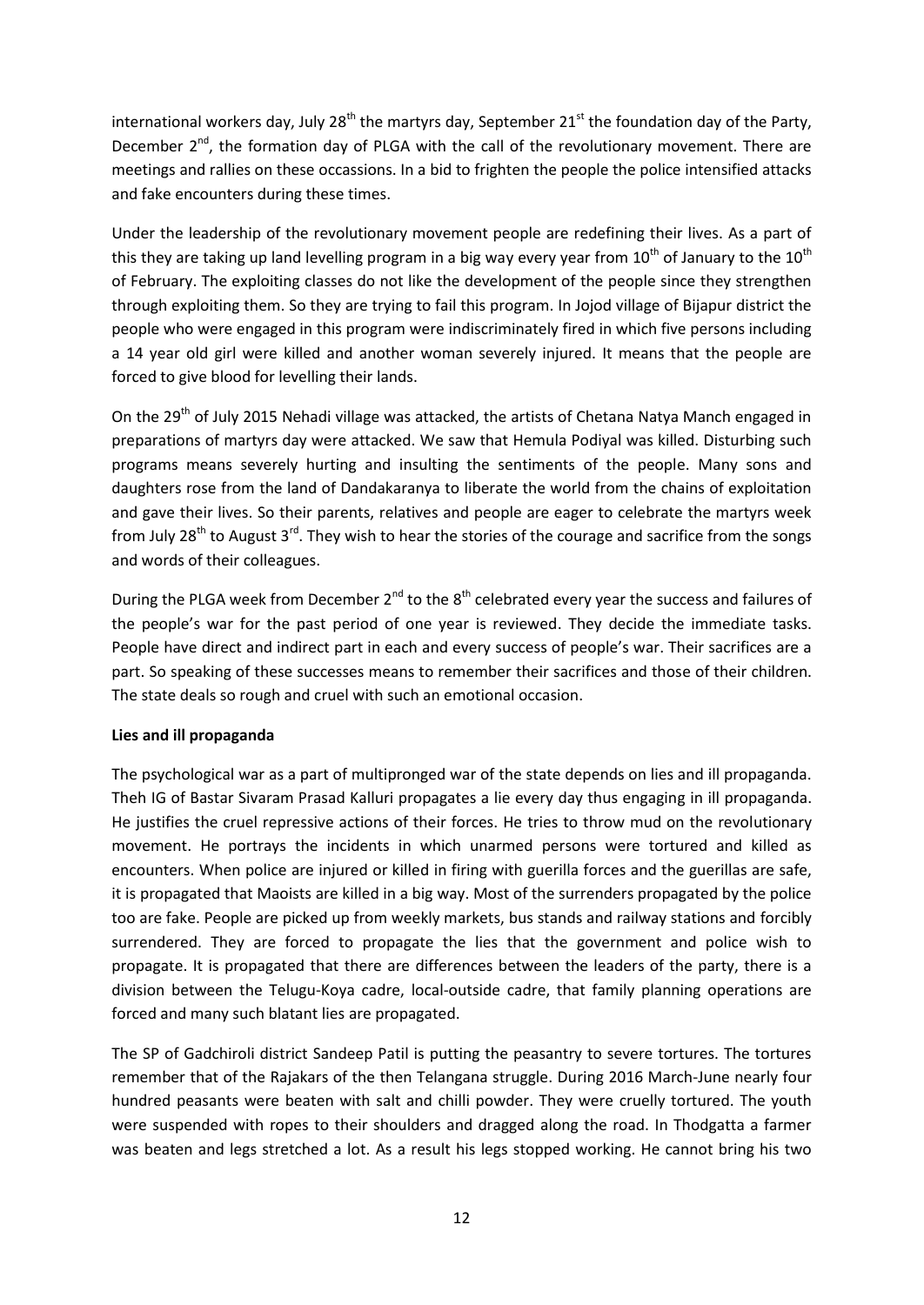international workers day, July 28th the martyrs day, September 21st the foundation day of the Party, December 2nd, the formation day of PLGA with the call of the revolutionary movement. There are meetings and rallies on these occassions. In a bid to frighten the people the police intensified attacks and fake encounters during these times.

Under the leadership of the revolutionary movement people are redefining their lives. As a part of this they are taking up land levelling program in a big way every year from 10th of January to the 10th of February. The exploiting classes do not like the development of the people since they strengthen through exploiting them. So they are trying to fail this program. In Jojod village of Bijapur district the people who were engaged in this program were indiscriminately fired in which five persons including a 14 year old girl were killed and another woman severely injured. It means that the people are forced to give blood for levelling their lands.

On the 29th of July 2015 Nehadi village was attacked, the artists of Chetana Natya Manch engaged in preparations of martyrs day were attacked. We saw that Hemula Podiyal was killed. Disturbing such programs means severely hurting and insulting the sentiments of the people. Many sons and daughters rose from the land of Dandakaranya to liberate the world from the chains of exploitation and gave their lives. So their parents, relatives and people are eager to celebrate the martyrs week from July 28th to August 3rd. They wish to hear the stories of the courage and sacrifice from the songs and words of their colleagues.

During the PLGA week from December 2nd to the 8th celebrated every year the success and failures of the people's war for the past period of one year is reviewed. They decide the immediate tasks. People have direct and indirect part in each and every success of people's war. Their sacrifices are a part. So speaking of these successes means to remember their sacrifices and those of their children. The state deals so rough and cruel with such an emotional occasion.

**Lies and ill propaganda**

The psychological war as a part of multipronged war of the state depends on lies and ill propaganda. Theh IG of Bastar Sivaram Prasad Kalluri propagates a lie every day thus engaging in ill propaganda. He justifies the cruel repressive actions of their forces. He tries to throw mud on the revolutionary movement. He portrays the incidents in which unarmed persons were tortured and killed as encounters. When police are injured or killed in firing with guerilla forces and the guerillas are safe, it is propagated that Maoists are killed in a big way. Most of the surrenders propagated by the police too are fake. People are picked up from weekly markets, bus stands and railway stations and forcibly surrendered. They are forced to propagate the lies that the government and police wish to propagate. It is propagated that there are differences between the leaders of the party, there is a division between the Telugu-Koya cadre, local-outside cadre, that family planning operations are forced and many such blatant lies are propagated.

The SP of Gadchiroli district Sandeep Patil is putting the peasantry to severe tortures. The tortures remember that of the Rajakars of the then Telangana struggle. During 2016 March-June nearly four hundred peasants were beaten with salt and chilli powder. They were cruelly tortured. The youth were suspended with ropes to their shoulders and dragged along the road. In Thodgatta a farmer was beaten and legs stretched a lot. As a result his legs stopped working. He cannot bring his two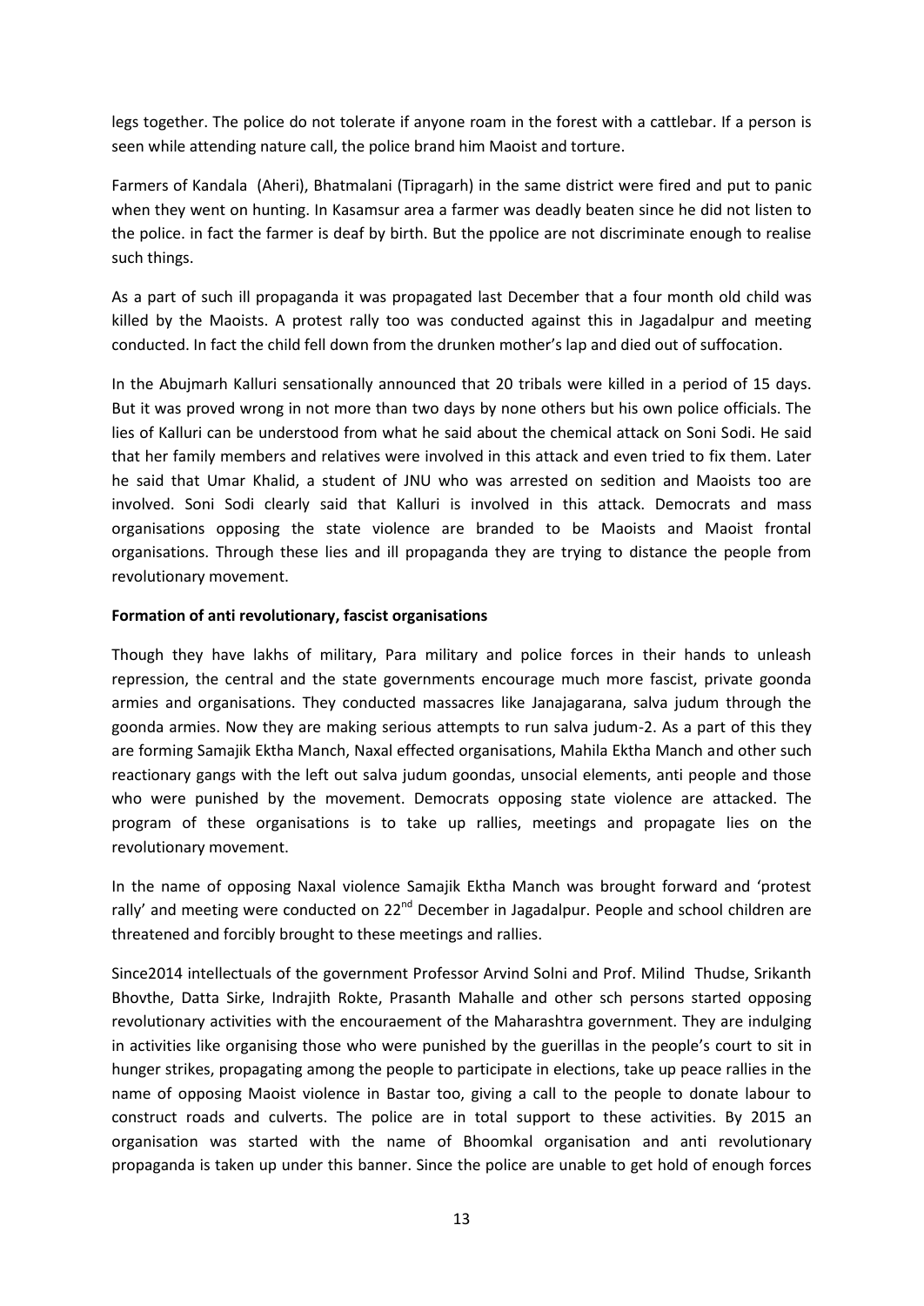legs together. The police do not tolerate if anyone roam in the forest with a cattlebar. If a person is seen while attending nature call, the police brand him Maoist and torture.

Farmers of Kandala (Aheri), Bhatmalani (Tipragarh) in the same district were fired and put to panic when they went on hunting. In Kasamsur area a farmer was deadly beaten since he did not listen to the police. in fact the farmer is deaf by birth. But the ppolice are not discriminate enough to realise such things.

As a part of such ill propaganda it was propagated last December that a four month old child was killed by the Maoists. A protest rally too was conducted against this in Jagadalpur and meeting conducted. In fact the child fell down from the drunken mother's lap and died out of suffocation.

In the Abujmarh Kalluri sensationally announced that 20 tribals were killed in a period of 15 days. But it was proved wrong in not more than two days by none others but his own police officials. The lies of Kalluri can be understood from what he said about the chemical attack on Soni Sodi. He said that her family members and relatives were involved in this attack and even tried to fix them. Later he said that Umar Khalid, a student of JNU who was arrested on sedition and Maoists too are involved. Soni Sodi clearly said that Kalluri is involved in this attack. Democrats and mass organisations opposing the state violence are branded to be Maoists and Maoist frontal organisations. Through these lies and ill propaganda they are trying to distance the people from revolutionary movement.

**Formation of anti revolutionary, fascist organisations**

Though they have lakhs of military, Para military and police forces in their hands to unleash repression, the central and the state governments encourage much more fascist, private goonda armies and organisations. They conducted massacres like Janajagarana, salva judum through the goonda armies. Now they are making serious attempts to run salva judum-2. As a part of this they are forming Samajik Ektha Manch, Naxal effected organisations, Mahila Ektha Manch and other such reactionary gangs with the left out salva judum goondas, unsocial elements, anti people and those who were punished by the movement. Democrats opposing state violence are attacked. The program of these organisations is to take up rallies, meetings and propagate lies on the revolutionary movement.

In the name of opposing Naxal violence Samajik Ektha Manch was brought forward and 'protest rally' and meeting were conducted on 22nd December in Jagadalpur. People and school children are threatened and forcibly brought to these meetings and rallies.

Since2014 intellectuals of the government Professor Arvind Solni and Prof. Milind Thudse, Srikanth Bhovthe, Datta Sirke, Indrajith Rokte, Prasanth Mahalle and other sch persons started opposing revolutionary activities with the encouraement of the Maharashtra government. They are indulging in activities like organising those who were punished by the guerillas in the people's court to sit in hunger strikes, propagating among the people to participate in elections, take up peace rallies in the name of opposing Maoist violence in Bastar too, giving a call to the people to donate labour to construct roads and culverts. The police are in total support to these activities. By 2015 an organisation was started with the name of Bhoomkal organisation and anti revolutionary propaganda is taken up under this banner. Since the police are unable to get hold of enough forces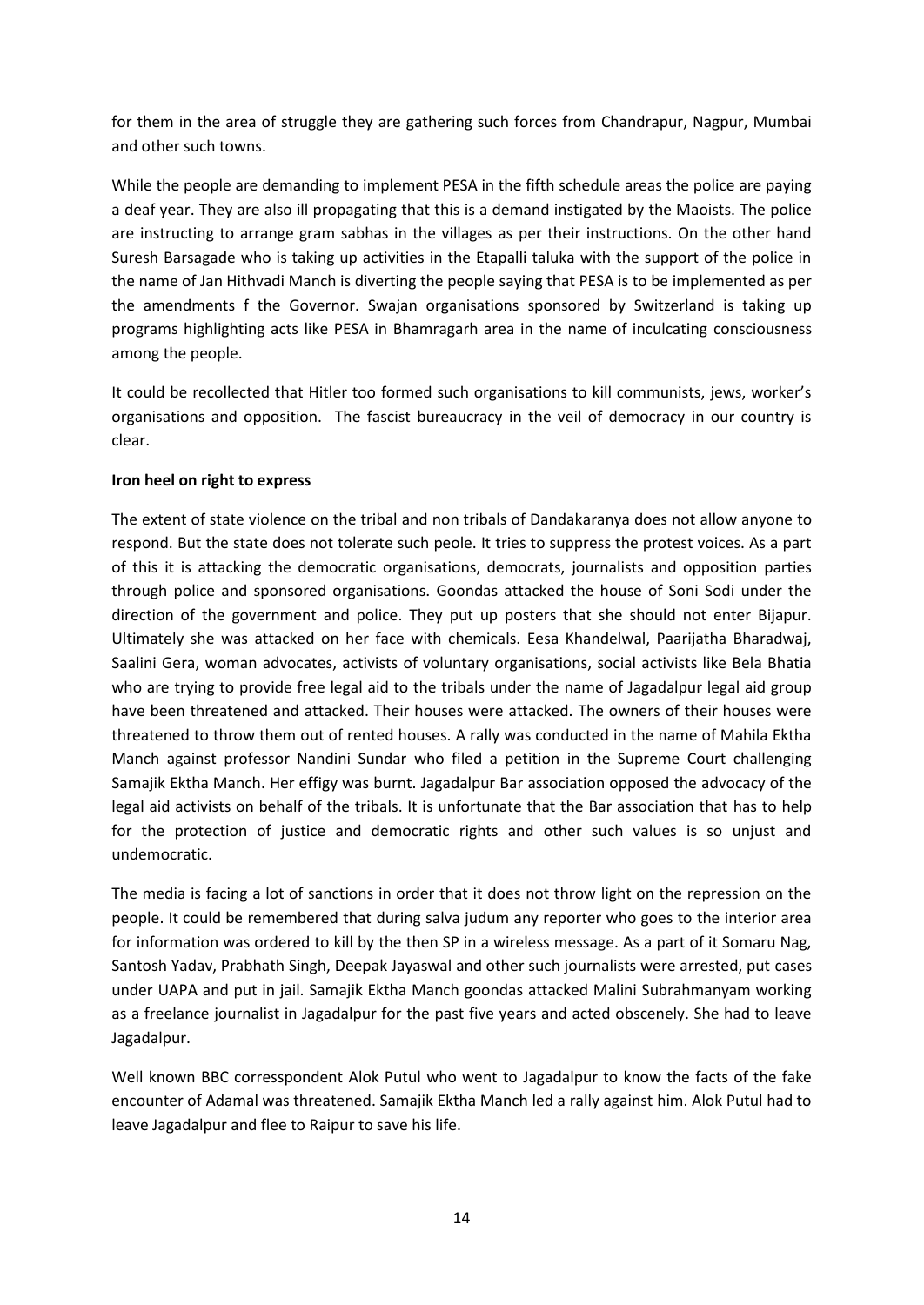for them in the area of struggle they are gathering such forces from Chandrapur, Nagpur, Mumbai and other such towns.

While the people are demanding to implement PESA in the fifth schedule areas the police are paying a deaf year. They are also ill propagating that this is a demand instigated by the Maoists. The police are instructing to arrange gram sabhas in the villages as per their instructions. On the other hand Suresh Barsagade who is taking up activities in the Etapalli taluka with the support of the police in the name of Jan Hithvadi Manch is diverting the people saying that PESA is to be implemented as per the amendments f the Governor. Swajan organisations sponsored by Switzerland is taking up programs highlighting acts like PESA in Bhamragarh area in the name of inculcating consciousness among the people.

It could be recollected that Hitler too formed such organisations to kill communists, jews, worker's organisations and opposition. The fascist bureaucracy in the veil of democracy in our country is clear.

**Iron heel on right to express**

The extent of state violence on the tribal and non tribals of Dandakaranya does not allow anyone to respond. But the state does not tolerate such peole. It tries to suppress the protest voices. As a part of this it is attacking the democratic organisations, democrats, journalists and opposition parties through police and sponsored organisations. Goondas attacked the house of Soni Sodi under the direction of the government and police. They put up posters that she should not enter Bijapur. Ultimately she was attacked on her face with chemicals. Eesa Khandelwal, Paarijatha Bharadwaj, Saalini Gera, woman advocates, activists of voluntary organisations, social activists like Bela Bhatia who are trying to provide free legal aid to the tribals under the name of Jagadalpur legal aid group have been threatened and attacked. Their houses were attacked. The owners of their houses were threatened to throw them out of rented houses. A rally was conducted in the name of Mahila Ektha Manch against professor Nandini Sundar who filed a petition in the Supreme Court challenging Samajik Ektha Manch. Her effigy was burnt. Jagadalpur Bar association opposed the advocacy of the legal aid activists on behalf of the tribals. It is unfortunate that the Bar association that has to help for the protection of justice and democratic rights and other such values is so unjust and undemocratic.

The media is facing a lot of sanctions in order that it does not throw light on the repression on the people. It could be remembered that during salva judum any reporter who goes to the interior area for information was ordered to kill by the then SP in a wireless message. As a part of it Somaru Nag, Santosh Yadav, Prabhath Singh, Deepak Jayaswal and other such journalists were arrested, put cases under UAPA and put in jail. Samajik Ektha Manch goondas attacked Malini Subrahmanyam working as a freelance journalist in Jagadalpur for the past five years and acted obscenely. She had to leave Jagadalpur.

Well known BBC corresspondent Alok Putul who went to Jagadalpur to know the facts of the fake encounter of Adamal was threatened. Samajik Ektha Manch led a rally against him. Alok Putul had to leave Jagadalpur and flee to Raipur to save his life.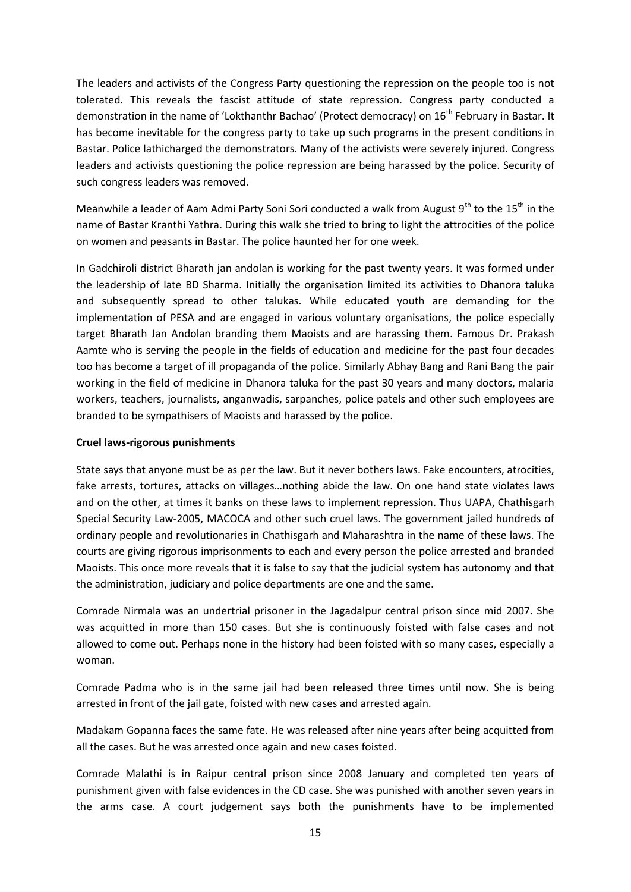The leaders and activists of the Congress Party questioning the repression on the people too is not tolerated. This reveals the fascist attitude of state repression. Congress party conducted a demonstration in the name of 'Lokthanthr Bachao' (Protect democracy) on 16th February in Bastar. It has become inevitable for the congress party to take up such programs in the present conditions in Bastar. Police lathicharged the demonstrators. Many of the activists were severely injured. Congress leaders and activists questioning the police repression are being harassed by the police. Security of such congress leaders was removed.

Meanwhile a leader of Aam Admi Party Soni Sori conducted a walk from August 9th to the 15th in the name of Bastar Kranthi Yathra. During this walk she tried to bring to light the attrocities of the police on women and peasants in Bastar. The police haunted her for one week.

In Gadchiroli district Bharath jan andolan is working for the past twenty years. It was formed under the leadership of late BD Sharma. Initially the organisation limited its activities to Dhanora taluka and subsequently spread to other talukas. While educated youth are demanding for the implementation of PESA and are engaged in various voluntary organisations, the police especially target Bharath Jan Andolan branding them Maoists and are harassing them. Famous Dr. Prakash Aamte who is serving the people in the fields of education and medicine for the past four decades too has become a target of ill propaganda of the police. Similarly Abhay Bang and Rani Bang the pair working in the field of medicine in Dhanora taluka for the past 30 years and many doctors, malaria workers, teachers, journalists, anganwadis, sarpanches, police patels and other such employees are branded to be sympathisers of Maoists and harassed by the police.

**Cruel laws-rigorous punishments**

State says that anyone must be as per the law. But it never bothers laws. Fake encounters, atrocities, fake arrests, tortures, attacks on villages…nothing abide the law. On one hand state violates laws and on the other, at times it banks on these laws to implement repression. Thus UAPA, Chathisgarh Special Security Law-2005, MACOCA and other such cruel laws. The government jailed hundreds of ordinary people and revolutionaries in Chathisgarh and Maharashtra in the name of these laws. The courts are giving rigorous imprisonments to each and every person the police arrested and branded Maoists. This once more reveals that it is false to say that the judicial system has autonomy and that the administration, judiciary and police departments are one and the same.

Comrade Nirmala was an undertrial prisoner in the Jagadalpur central prison since mid 2007. She was acquitted in more than 150 cases. But she is continuously foisted with false cases and not allowed to come out. Perhaps none in the history had been foisted with so many cases, especially a woman.

Comrade Padma who is in the same jail had been released three times until now. She is being arrested in front of the jail gate, foisted with new cases and arrested again.

Madakam Gopanna faces the same fate. He was released after nine years after being acquitted from all the cases. But he was arrested once again and new cases foisted.

Comrade Malathi is in Raipur central prison since 2008 January and completed ten years of punishment given with false evidences in the CD case. She was punished with another seven years in the arms case. A court judgement says both the punishments have to be implemented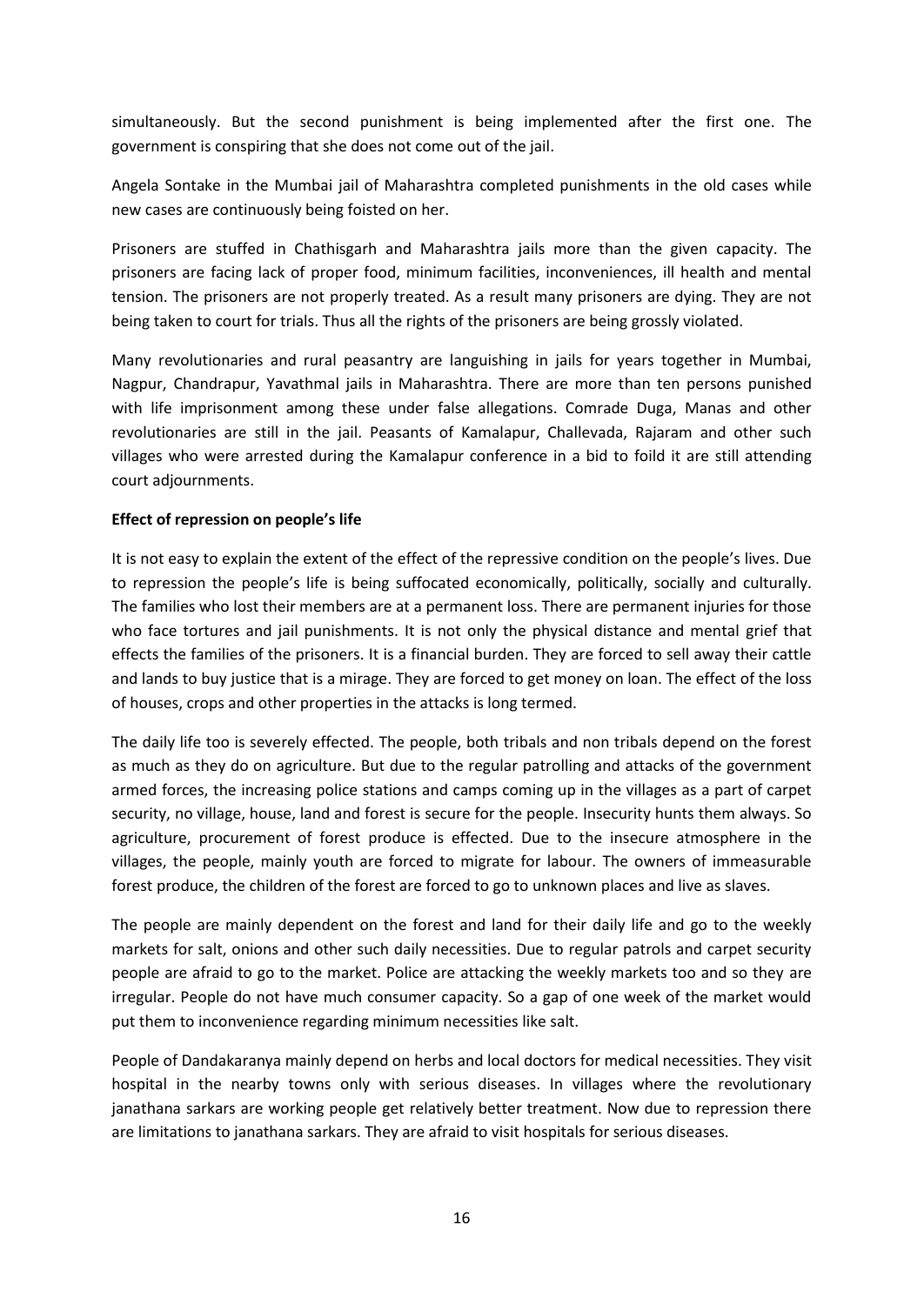simultaneously. But the second punishment is being implemented after the first one. The government is conspiring that she does not come out of the jail.

Angela Sontake in the Mumbai jail of Maharashtra completed punishments in the old cases while new cases are continuously being foisted on her.

Prisoners are stuffed in Chathisgarh and Maharashtra jails more than the given capacity. The prisoners are facing lack of proper food, minimum facilities, inconveniences, ill health and mental tension. The prisoners are not properly treated. As a result many prisoners are dying. They are not being taken to court for trials. Thus all the rights of the prisoners are being grossly violated.

Many revolutionaries and rural peasantry are languishing in jails for years together in Mumbai, Nagpur, Chandrapur, Yavathmal jails in Maharashtra. There are more than ten persons punished with life imprisonment among these under false allegations. Comrade Duga, Manas and other revolutionaries are still in the jail. Peasants of Kamalapur, Challevada, Rajaram and other such villages who were arrested during the Kamalapur conference in a bid to foild it are still attending court adjournments.

**Effect of repression on people's life**

It is not easy to explain the extent of the effect of the repressive condition on the people's lives. Due to repression the people's life is being suffocated economically, politically, socially and culturally. The families who lost their members are at a permanent loss. There are permanent injuries for those who face tortures and jail punishments. It is not only the physical distance and mental grief that effects the families of the prisoners. It is a financial burden. They are forced to sell away their cattle and lands to buy justice that is a mirage. They are forced to get money on loan. The effect of the loss of houses, crops and other properties in the attacks is long termed.

The daily life too is severely effected. The people, both tribals and non tribals depend on the forest as much as they do on agriculture. But due to the regular patrolling and attacks of the government armed forces, the increasing police stations and camps coming up in the villages as a part of carpet security, no village, house, land and forest is secure for the people. Insecurity hunts them always. So agriculture, procurement of forest produce is effected. Due to the insecure atmosphere in the villages, the people, mainly youth are forced to migrate for labour. The owners of immeasurable forest produce, the children of the forest are forced to go to unknown places and live as slaves.

The people are mainly dependent on the forest and land for their daily life and go to the weekly markets for salt, onions and other such daily necessities. Due to regular patrols and carpet security people are afraid to go to the market. Police are attacking the weekly markets too and so they are irregular. People do not have much consumer capacity. So a gap of one week of the market would put them to inconvenience regarding minimum necessities like salt.

People of Dandakaranya mainly depend on herbs and local doctors for medical necessities. They visit hospital in the nearby towns only with serious diseases. In villages where the revolutionary janathana sarkars are working people get relatively better treatment. Now due to repression there are limitations to janathana sarkars. They are afraid to visit hospitals for serious diseases.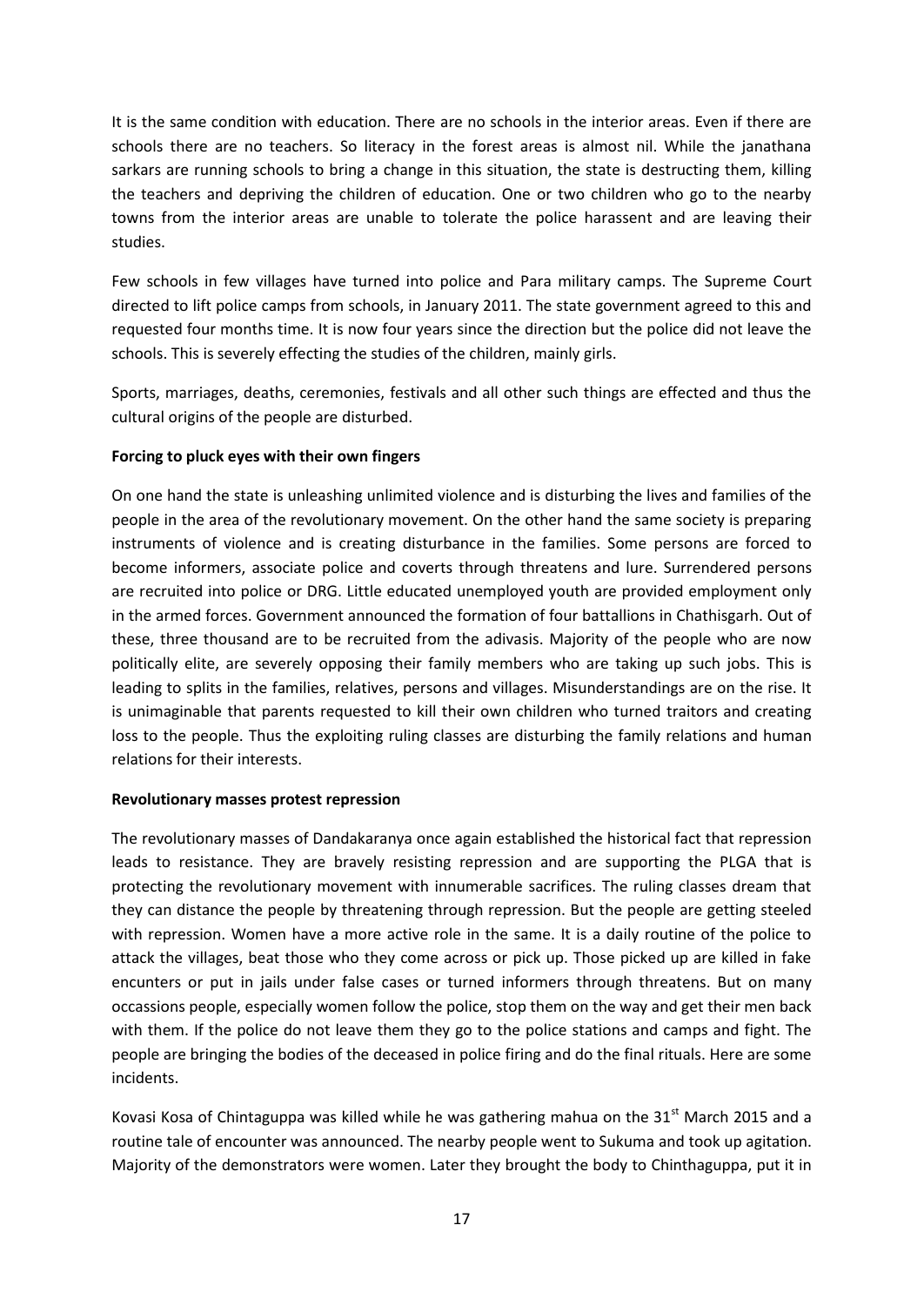It is the same condition with education. There are no schools in the interior areas. Even if there are schools there are no teachers. So literacy in the forest areas is almost nil. While the janathana sarkars are running schools to bring a change in this situation, the state is destructing them, killing the teachers and depriving the children of education. One or two children who go to the nearby towns from the interior areas are unable to tolerate the police harassent and are leaving their studies.

Few schools in few villages have turned into police and Para military camps. The Supreme Court directed to lift police camps from schools, in January 2011. The state government agreed to this and requested four months time. It is now four years since the direction but the police did not leave the schools. This is severely effecting the studies of the children, mainly girls.

Sports, marriages, deaths, ceremonies, festivals and all other such things are effected and thus the cultural origins of the people are disturbed.

**Forcing to pluck eyes with their own fingers**

On one hand the state is unleashing unlimited violence and is disturbing the lives and families of the people in the area of the revolutionary movement. On the other hand the same society is preparing instruments of violence and is creating disturbance in the families. Some persons are forced to become informers, associate police and coverts through threatens and lure. Surrendered persons are recruited into police or DRG. Little educated unemployed youth are provided employment only in the armed forces. Government announced the formation of four battallions in Chathisgarh. Out of these, three thousand are to be recruited from the adivasis. Majority of the people who are now politically elite, are severely opposing their family members who are taking up such jobs. This is leading to splits in the families, relatives, persons and villages. Misunderstandings are on the rise. It is unimaginable that parents requested to kill their own children who turned traitors and creating loss to the people. Thus the exploiting ruling classes are disturbing the family relations and human relations for their interests.

**Revolutionary masses protest repression**

The revolutionary masses of Dandakaranya once again established the historical fact that repression leads to resistance. They are bravely resisting repression and are supporting the PLGA that is protecting the revolutionary movement with innumerable sacrifices. The ruling classes dream that they can distance the people by threatening through repression. But the people are getting steeled with repression. Women have a more active role in the same. It is a daily routine of the police to attack the villages, beat those who they come across or pick up. Those picked up are killed in fake encounters or put in jails under false cases or turned informers through threatens. But on many occassions people, especially women follow the police, stop them on the way and get their men back with them. If the police do not leave them they go to the police stations and camps and fight. The people are bringing the bodies of the deceased in police firing and do the final rituals. Here are some incidents.

Kovasi Kosa of Chintaguppa was killed while he was gathering mahua on the 31st March 2015 and a routine tale of encounter was announced. The nearby people went to Sukuma and took up agitation. Majority of the demonstrators were women. Later they brought the body to Chinthaguppa, put it in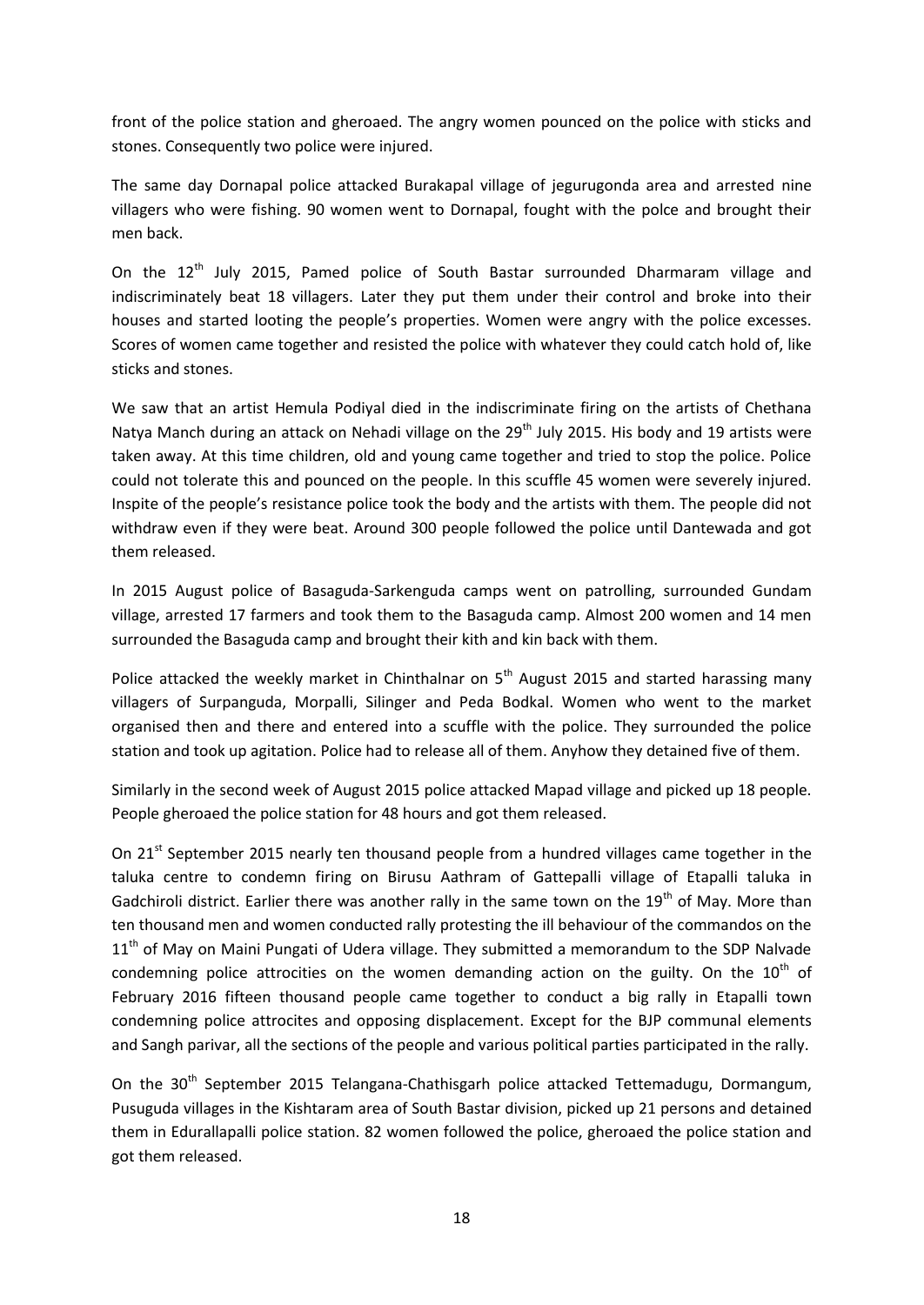front of the police station and gheroaed. The angry women pounced on the police with sticks and stones. Consequently two police were injured.

The same day Dornapal police attacked Burakapal village of jegurugonda area and arrested nine villagers who were fishing. 90 women went to Dornapal, fought with the polce and brought their men back.

On the 12th July 2015, Pamed police of South Bastar surrounded Dharmaram village and indiscriminately beat 18 villagers. Later they put them under their control and broke into their houses and started looting the people's properties. Women were angry with the police excesses. Scores of women came together and resisted the police with whatever they could catch hold of, like sticks and stones.

We saw that an artist Hemula Podiyal died in the indiscriminate firing on the artists of Chethana Natya Manch during an attack on Nehadi village on the 29th July 2015. His body and 19 artists were taken away. At this time children, old and young came together and tried to stop the police. Police could not tolerate this and pounced on the people. In this scuffle 45 women were severely injured. Inspite of the people's resistance police took the body and the artists with them. The people did not withdraw even if they were beat. Around 300 people followed the police until Dantewada and got them released.

In 2015 August police of Basaguda-Sarkenguda camps went on patrolling, surrounded Gundam village, arrested 17 farmers and took them to the Basaguda camp. Almost 200 women and 14 men surrounded the Basaguda camp and brought their kith and kin back with them.

Police attacked the weekly market in Chinthalnar on 5th August 2015 and started harassing many villagers of Surpanguda, Morpalli, Silinger and Peda Bodkal. Women who went to the market organised then and there and entered into a scuffle with the police. They surrounded the police station and took up agitation. Police had to release all of them. Anyhow they detained five of them.

Similarly in the second week of August 2015 police attacked Mapad village and picked up 18 people. People gheroaed the police station for 48 hours and got them released.

On 21st September 2015 nearly ten thousand people from a hundred villages came together in the taluka centre to condemn firing on Birusu Aathram of Gattepalli village of Etapalli taluka in Gadchiroli district. Earlier there was another rally in the same town on the 19th of May. More than ten thousand men and women conducted rally protesting the ill behaviour of the commandos on the 11th of May on Maini Pungati of Udera village. They submitted a memorandum to the SDP Nalvade condemning police atrocities on the women demanding action on the guilty. On the 10th of February 2016 fifteen thousand people came together to conduct a big rally in Etapalli town condemning police attrocites and opposing displacement. Except for the BJP communal elements and Sangh parivar, all the sections of the people and various political parties participated in the rally.

On the 30th September 2015 Telangana-Chathisgarh police attacked Tettemadugu, Dormangum, Pusuguda villages in the Kishtaram area of South Bastar division, picked up 21 persons and detained them in Edurallapalli police station. 82 women followed the police, gheroaed the police station and got them released.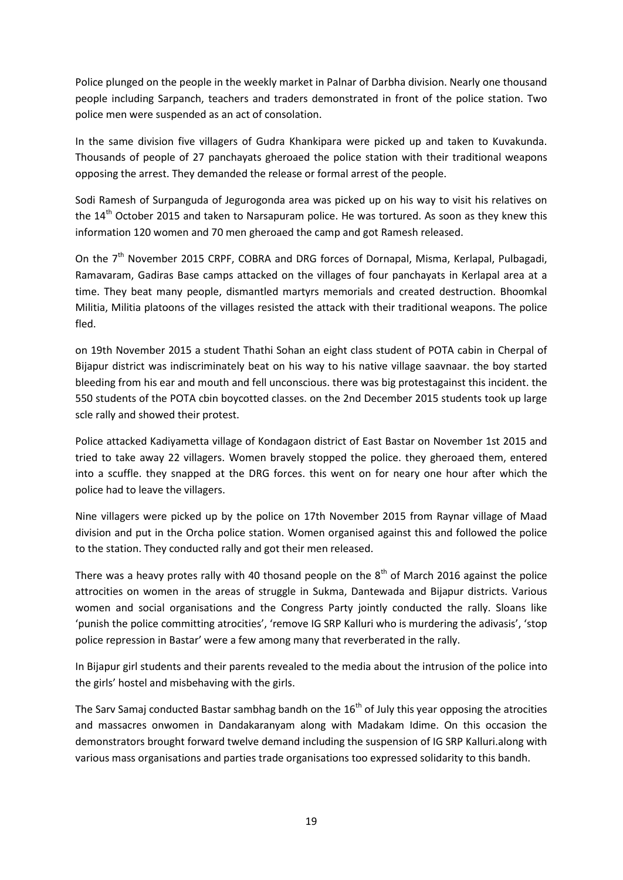Police plunged on the people in the weekly market in Palnar of Darbha division. Nearly one thousand people including Sarpanch, teachers and traders demonstrated in front of the police station. Two police men were suspended as an act of consolation.

In the same division five villagers of Gudra Khankipara were picked up and taken to Kuvakunda. Thousands of people of 27 panchayats gheroaed the police station with their traditional weapons opposing the arrest. They demanded the release or formal arrest of the people.

Sodi Ramesh of Surpanguda of Jegurogonda area was picked up on his way to visit his relatives on the 14th October 2015 and taken to Narsapuram police. He was tortured. As soon as they knew this information 120 women and 70 men gheroaed the camp and got Ramesh released.

On the 7th November 2015 CRPF, COBRA and DRG forces of Dornapal, Misma, Kerlapal, Pulbagadi, Ramavaram, Gadiras Base camps attacked on the villages of four panchayats in Kerlapal area at a time. They beat many people, dismantled martyrs memorials and created destruction. Bhoomkal Militia, Militia platoons of the villages resisted the attack with their traditional weapons. The police fled.

on 19th November 2015 a student Thathi Sohan an eight class student of POTA cabin in Cherpal of Bijapur district was indiscriminately beat on his way to his native village saavnaar. the boy started bleeding from his ear and mouth and fell unconscious. there was big protestagainst this incident. the 550 students of the POTA cbin boycotted classes. on the 2nd December 2015 students took up large scle rally and showed their protest.

Police attacked Kadiyametta village of Kondagaon district of East Bastar on November 1st 2015 and tried to take away 22 villagers. Women bravely stopped the police. they gheroaed them, entered into a scuffle. they snapped at the DRG forces. this went on for neary one hour after which the police had to leave the villagers.

Nine villagers were picked up by the police on 17th November 2015 from Raynar village of Maad division and put in the Orcha police station. Women organised against this and followed the police to the station. They conducted rally and got their men released.

There was a heavy protes rally with 40 thosand people on the 8th of March 2016 against the police attrocities on women in the areas of struggle in Sukma, Dantewada and Bijapur districts. Various women and social organisations and the Congress Party jointly conducted the rally. Sloans like 'punish the police committing atrocities', 'remove IG SRP Kalluri who is murdering the adivasis', 'stop police repression in Bastar' were a few among many that reverberated in the rally.

In Bijapur girl students and their parents revealed to the media about the intrusion of the police into the girls' hostel and misbehaving with the girls.

The Sarv Samaj conducted Bastar sambhag bandh on the 16th of July this year opposing the atrocities and massacres onwomen in Dandakaranyam along with Madakam Idime. On this occasion the demonstrators brought forward twelve demand including the suspension of IG SRP Kalluri.along with various mass organisations and parties trade organisations too expressed solidarity to this bandh.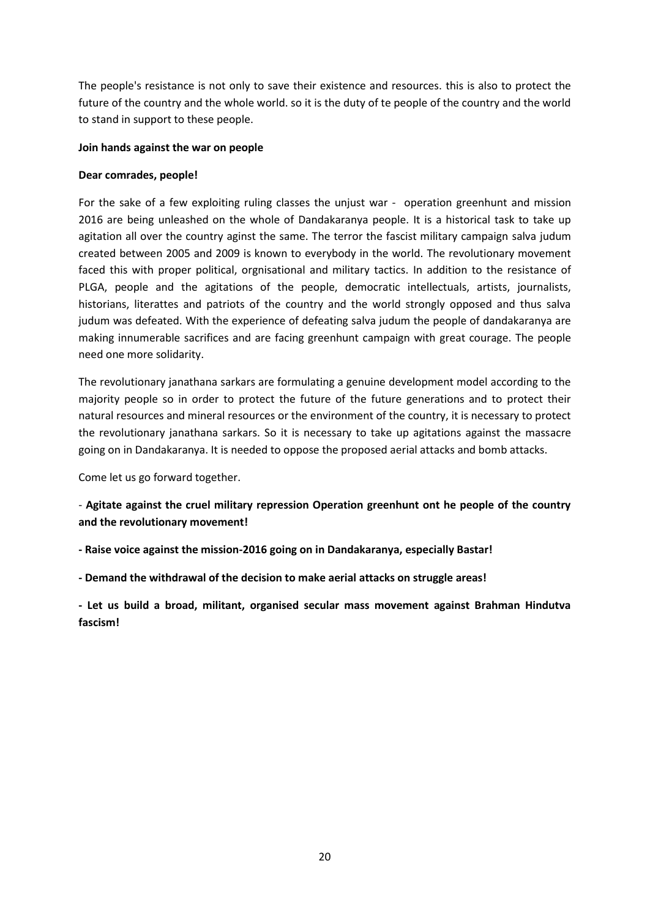The people's resistance is not only to save their existence and resources. this is also to protect the future of the country and the whole world. so it is the duty of te people of the country and the world to stand in support to these people.

**Join hands against the war on people**

**Dear comrades, people!**

For the sake of a few exploiting ruling classes the unjust war - operation greenhunt and mission 2016 are being unleashed on the whole of Dandakaranya people. It is a historical task to take up agitation all over the country aginst the same. The terror the fascist military campaign salva judum created between 2005 and 2009 is known to everybody in the world. The revolutionary movement faced this with proper political, orgnisational and military tactics. In addition to the resistance of PLGA, people and the agitations of the people, democratic intellectuals, artists, journalists, historians, literattes and patriots of the country and the world strongly opposed and thus salva judum was defeated. With the experience of defeating salva judum the people of dandakaranya are making innumerable sacrifices and are facing greenhunt campaign with great courage. The people need one more solidarity.

The revolutionary janathana sarkars are formulating a genuine development model according to the majority people so in order to protect the future of the future generations and to protect their natural resources and mineral resources or the environment of the country, it is necessary to protect the revolutionary janathana sarkars. So it is necessary to take up agitations against the massacre going on in Dandakaranya. It is needed to oppose the proposed aerial attacks and bomb attacks.

Come let us go forward together.

- **Agitate against the cruel military repression Operation greenhunt ont he people of the country and the revolutionary movement!**

- **Raise voice against the mission-2016 going on in Dandakaranya, especially Bastar!**

- **Demand the withdrawal of the decision to make aerial attacks on struggle areas!**

- **Let us build a broad, militant, organised secular mass movement against Brahman Hindutva fascism!**